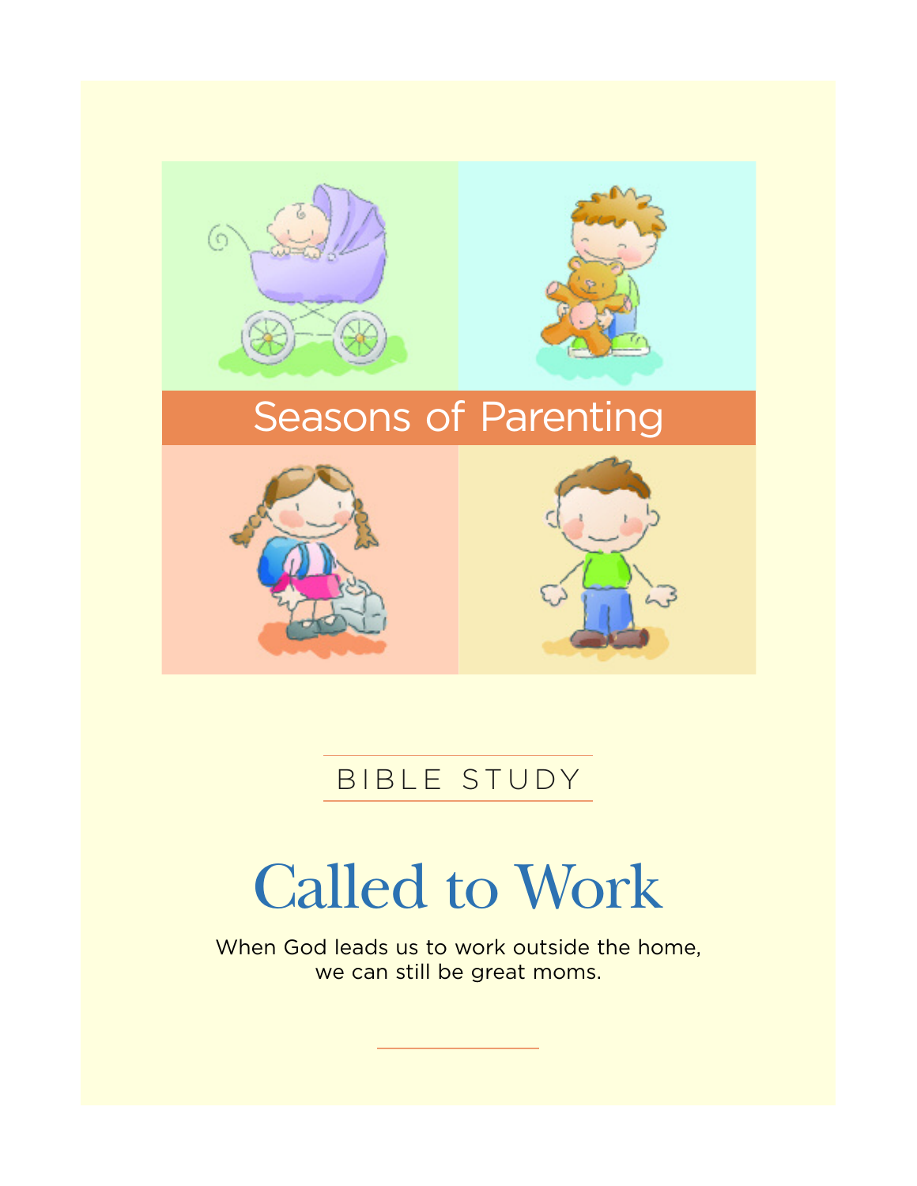Seasons of Parenting

BIBLE STUDY

# Called to Work

When God leads us to work outside the home, we can still be great moms.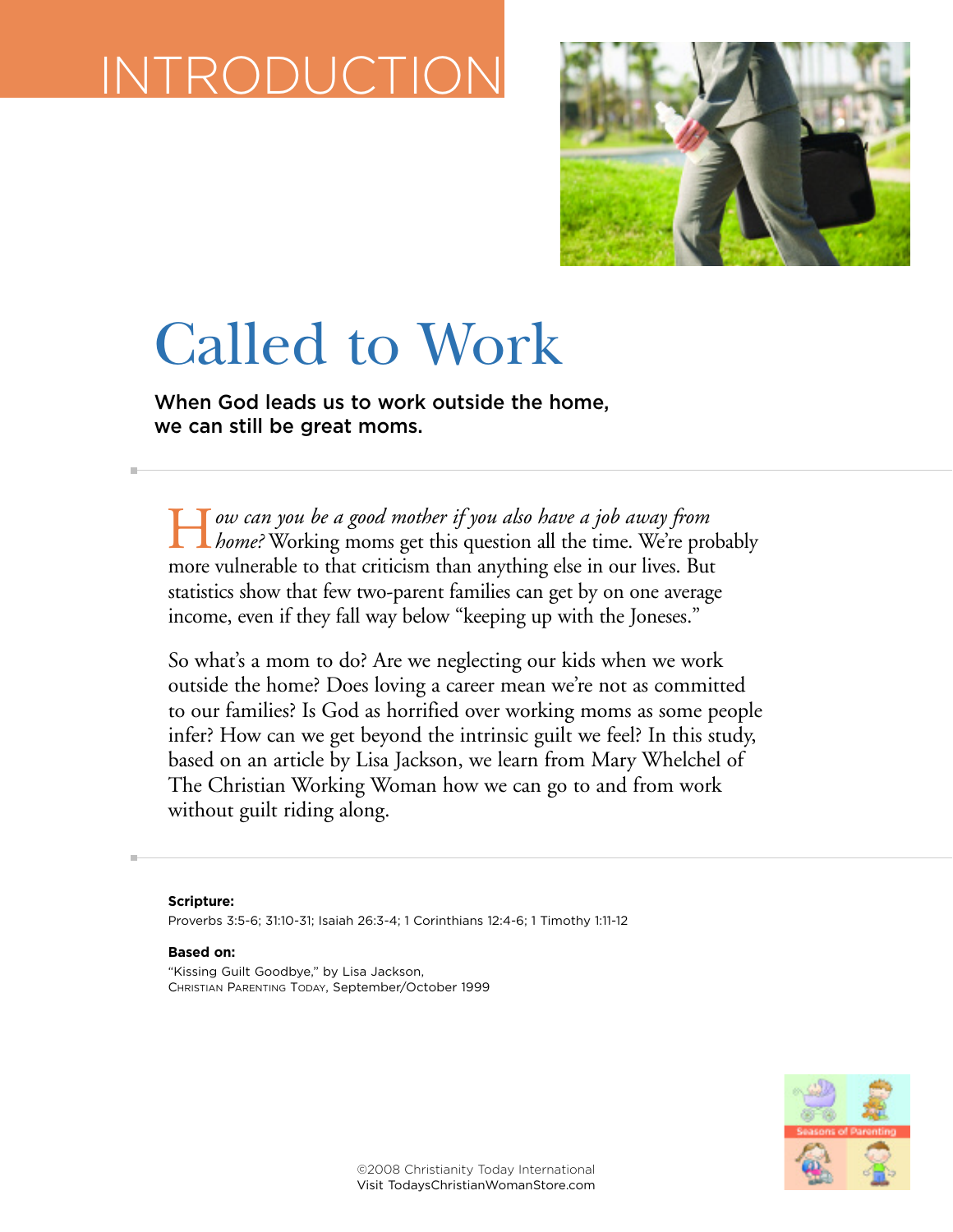# INTRODUCTION

# Called to Work

**When God leads us to work outside the home, we can still be great moms.**

*How can you be a good mother if you also have a job away from home?* Working moms get this question all the time. We're probably more vulnerable to that criticism than anything else in our lives. But statistics show that few two-parent families can get by on one average income, even if they fall way below "keeping up with the Joneses."

So what's a mom to do? Are we neglecting our kids when we work outside the home? Does loving a career mean we're not as committed to our families? Is God as horrified over working moms as some people infer? How can we get beyond the intrinsic guilt we feel? In this study, based on an article by Lisa Jackson, we learn from Mary Whelchel of The Christian Working Woman how we can go to and from work without guilt riding along.

**Scripture:**
Proverbs 3:5-6; 31:10-31; Isaiah 26:3-4; 1 Corinthians 12:4-6; 1 Timothy 1:11-12

**Based on:**
"Kissing Guilt Goodbye," by Lisa Jackson,
Christian Parenting Today, September/October 1999

©2008 Christianity Today International
Visit TodaysChristianWomanStore.com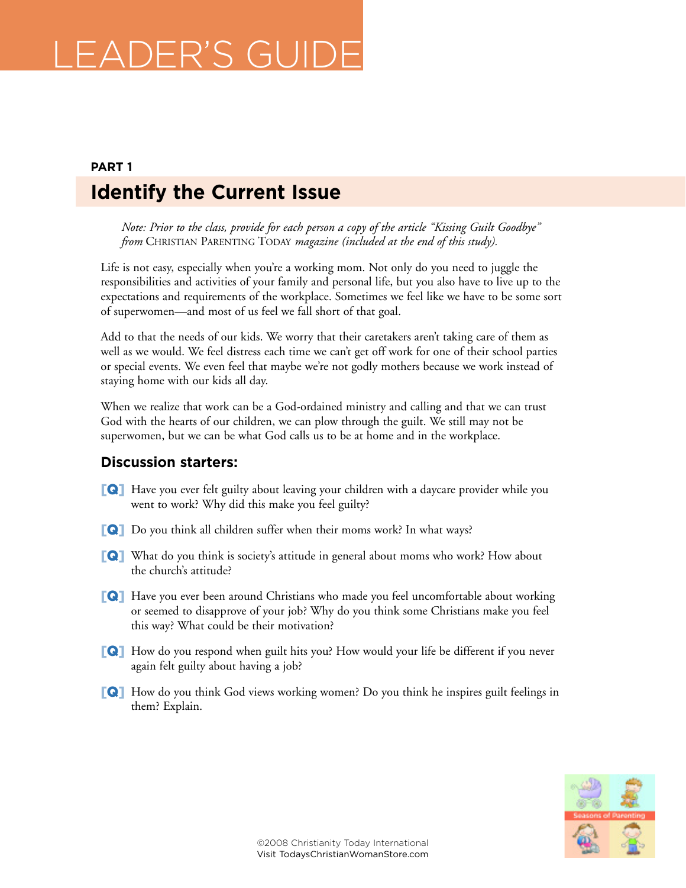# LEADER'S GUIDE

**PART 1**

## Identify the Current Issue

*Note: Prior to the class, provide for each person a copy of the article "Kissing Guilt Goodbye" from* CHRISTIAN PARENTING TODAY *magazine (included at the end of this study).*

Life is not easy, especially when you're a working mom. Not only do you need to juggle the responsibilities and activities of your family and personal life, but you also have to live up to the expectations and requirements of the workplace. Sometimes we feel like we have to be some sort of superwomen—and most of us feel we fall short of that goal.

Add to that the needs of our kids. We worry that their caretakers aren't taking care of them as well as we would. We feel distress each time we can't get off work for one of their school parties or special events. We even feel that maybe we're not godly mothers because we work instead of staying home with our kids all day.

When we realize that work can be a God-ordained ministry and calling and that we can trust God with the hearts of our children, we can plow through the guilt. We still may not be superwomen, but we can be what God calls us to be at home and in the workplace.

### Discussion starters:

[Q] Have you ever felt guilty about leaving your children with a daycare provider while you went to work? Why did this make you feel guilty?

[Q] Do you think all children suffer when their moms work? In what ways?

[Q] What do you think is society's attitude in general about moms who work? How about the church's attitude?

[Q] Have you ever been around Christians who made you feel uncomfortable about working or seemed to disapprove of your job? Why do you think some Christians make you feel this way? What could be their motivation?

[Q] How do you respond when guilt hits you? How would your life be different if you never again felt guilty about having a job?

[Q] How do you think God views working women? Do you think he inspires guilt feelings in them? Explain.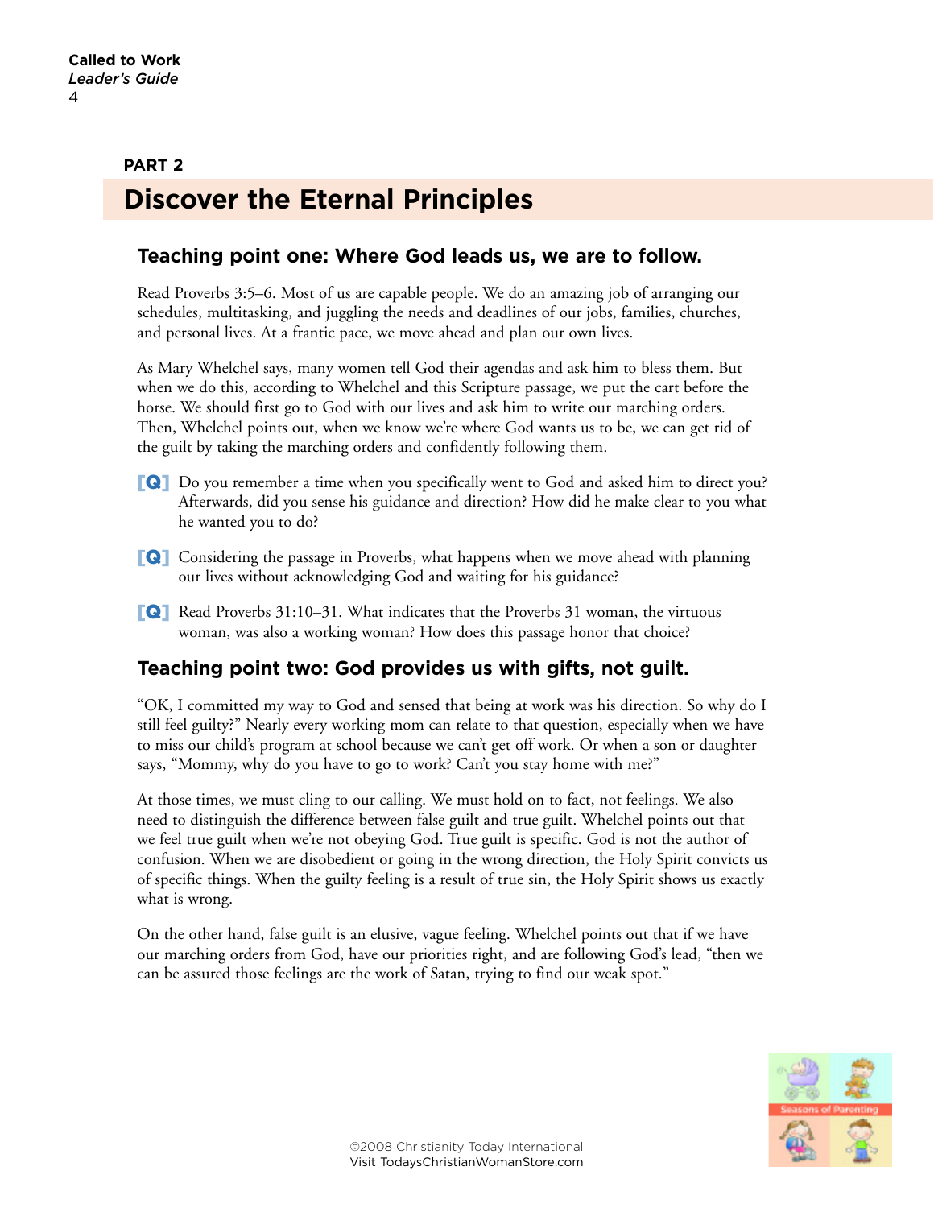PART 2

## Discover the Eternal Principles

### Teaching point one: Where God leads us, we are to follow.

Read Proverbs 3:5–6. Most of us are capable people. We do an amazing job of arranging our schedules, multitasking, and juggling the needs and deadlines of our jobs, families, churches, and personal lives. At a frantic pace, we move ahead and plan our own lives.

As Mary Whelchel says, many women tell God their agendas and ask him to bless them. But when we do this, according to Whelchel and this Scripture passage, we put the cart before the horse. We should first go to God with our lives and ask him to write our marching orders. Then, Whelchel points out, when we know we're where God wants us to be, we can get rid of the guilt by taking the marching orders and confidently following them.

**[Q]** Do you remember a time when you specifically went to God and asked him to direct you? Afterwards, did you sense his guidance and direction? How did he make clear to you what he wanted you to do?

**[Q]** Considering the passage in Proverbs, what happens when we move ahead with planning our lives without acknowledging God and waiting for his guidance?

**[Q]** Read Proverbs 31:10–31. What indicates that the Proverbs 31 woman, the virtuous woman, was also a working woman? How does this passage honor that choice?

### Teaching point two: God provides us with gifts, not guilt.

"OK, I committed my way to God and sensed that being at work was his direction. So why do I still feel guilty?" Nearly every working mom can relate to that question, especially when we have to miss our child's program at school because we can't get off work. Or when a son or daughter says, "Mommy, why do you have to go to work? Can't you stay home with me?"

At those times, we must cling to our calling. We must hold on to fact, not feelings. We also need to distinguish the difference between false guilt and true guilt. Whelchel points out that we feel true guilt when we're not obeying God. True guilt is specific. God is not the author of confusion. When we are disobedient or going in the wrong direction, the Holy Spirit convicts us of specific things. When the guilty feeling is a result of true sin, the Holy Spirit shows us exactly what is wrong.

On the other hand, false guilt is an elusive, vague feeling. Whelchel points out that if we have our marching orders from God, have our priorities right, and are following God's lead, "then we can be assured those feelings are the work of Satan, trying to find our weak spot."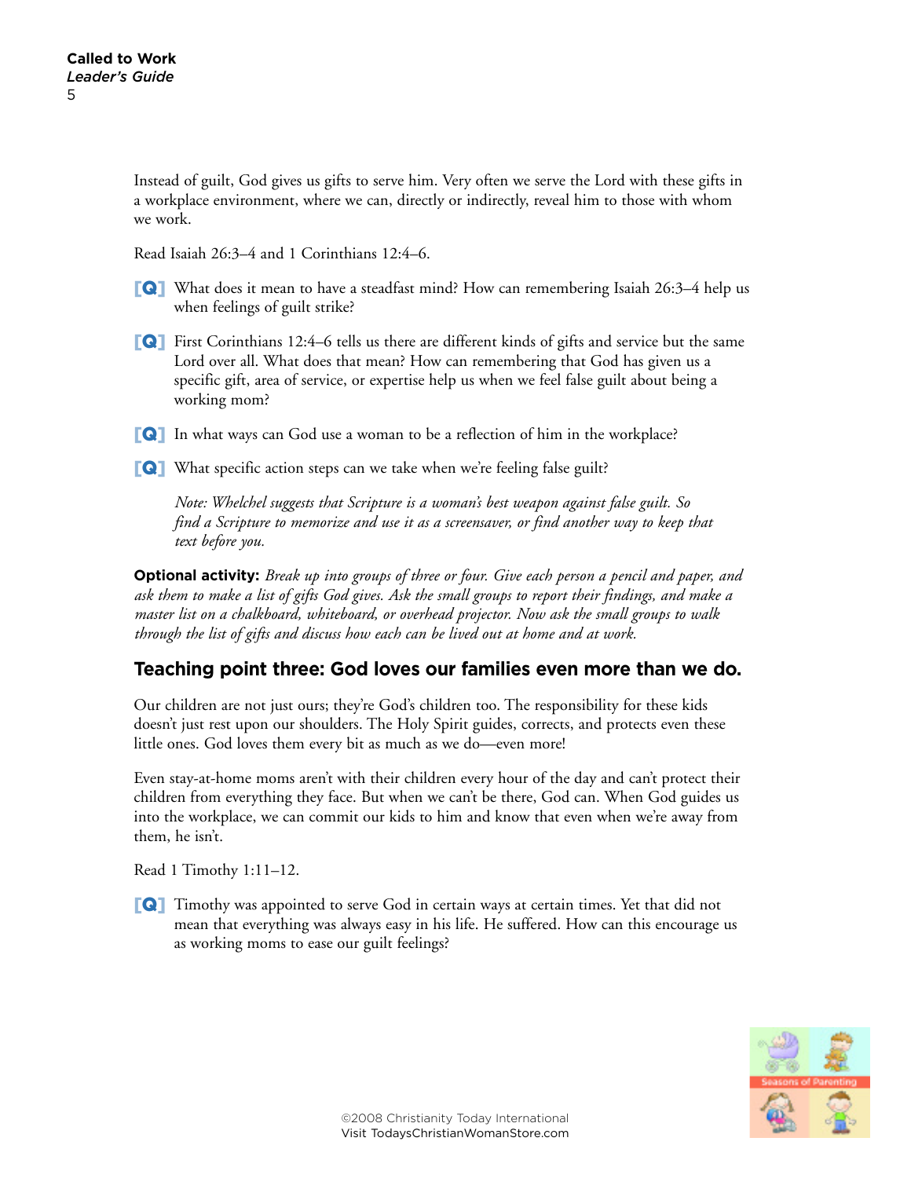Instead of guilt, God gives us gifts to serve him. Very often we serve the Lord with these gifts in a workplace environment, where we can, directly or indirectly, reveal him to those with whom we work.

Read Isaiah 26:3–4 and 1 Corinthians 12:4–6.

**[Q]** What does it mean to have a steadfast mind? How can remembering Isaiah 26:3–4 help us when feelings of guilt strike?

**[Q]** First Corinthians 12:4–6 tells us there are different kinds of gifts and service but the same Lord over all. What does that mean? How can remembering that God has given us a specific gift, area of service, or expertise help us when we feel false guilt about being a working mom?

**[Q]** In what ways can God use a woman to be a reflection of him in the workplace?

**[Q]** What specific action steps can we take when we're feeling false guilt?

*Note: Whelchel suggests that Scripture is a woman's best weapon against false guilt. So find a Scripture to memorize and use it as a screensaver, or find another way to keep that text before you.*

**Optional activity:** *Break up into groups of three or four. Give each person a pencil and paper, and ask them to make a list of gifts God gives. Ask the small groups to report their findings, and make a master list on a chalkboard, whiteboard, or overhead projector. Now ask the small groups to walk through the list of gifts and discuss how each can be lived out at home and at work.*

## Teaching point three: God loves our families even more than we do.

Our children are not just ours; they're God's children too. The responsibility for these kids doesn't just rest upon our shoulders. The Holy Spirit guides, corrects, and protects even these little ones. God loves them every bit as much as we do—even more!

Even stay-at-home moms aren't with their children every hour of the day and can't protect their children from everything they face. But when we can't be there, God can. When God guides us into the workplace, we can commit our kids to him and know that even when we're away from them, he isn't.

Read 1 Timothy 1:11–12.

**[Q]** Timothy was appointed to serve God in certain ways at certain times. Yet that did not mean that everything was always easy in his life. He suffered. How can this encourage us as working moms to ease our guilt feelings?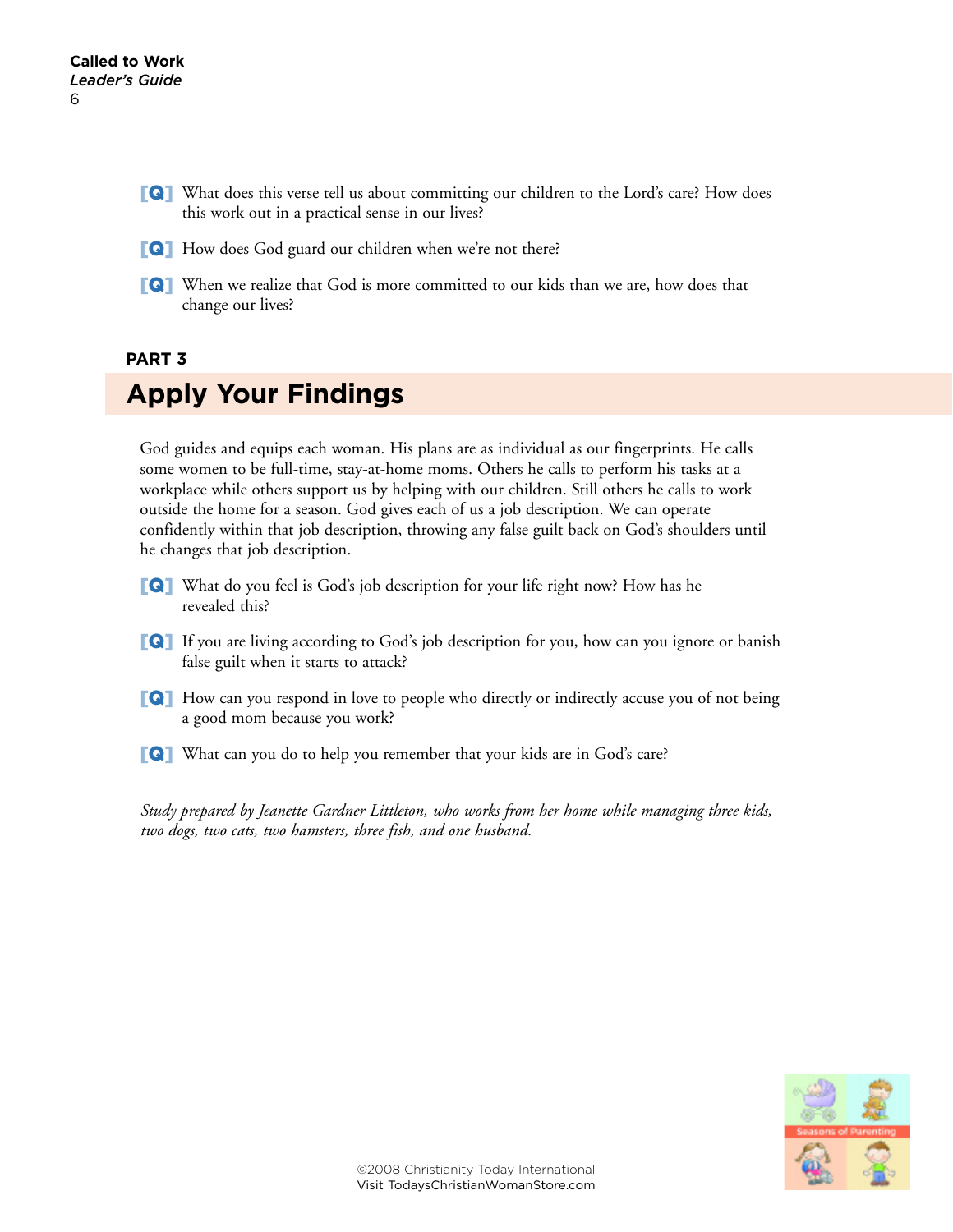[Q] What does this verse tell us about committing our children to the Lord's care? How does this work out in a practical sense in our lives?

[Q] How does God guard our children when we're not there?

[Q] When we realize that God is more committed to our kids than we are, how does that change our lives?

**PART 3**

## Apply Your Findings

God guides and equips each woman. His plans are as individual as our fingerprints. He calls some women to be full-time, stay-at-home moms. Others he calls to perform his tasks at a workplace while others support us by helping with our children. Still others he calls to work outside the home for a season. God gives each of us a job description. We can operate confidently within that job description, throwing any false guilt back on God's shoulders until he changes that job description.

[Q] What do you feel is God's job description for your life right now? How has he revealed this?

[Q] If you are living according to God's job description for you, how can you ignore or banish false guilt when it starts to attack?

[Q] How can you respond in love to people who directly or indirectly accuse you of not being a good mom because you work?

[Q] What can you do to help you remember that your kids are in God's care?

*Study prepared by Jeanette Gardner Littleton, who works from her home while managing three kids, two dogs, two cats, two hamsters, three fish, and one husband.*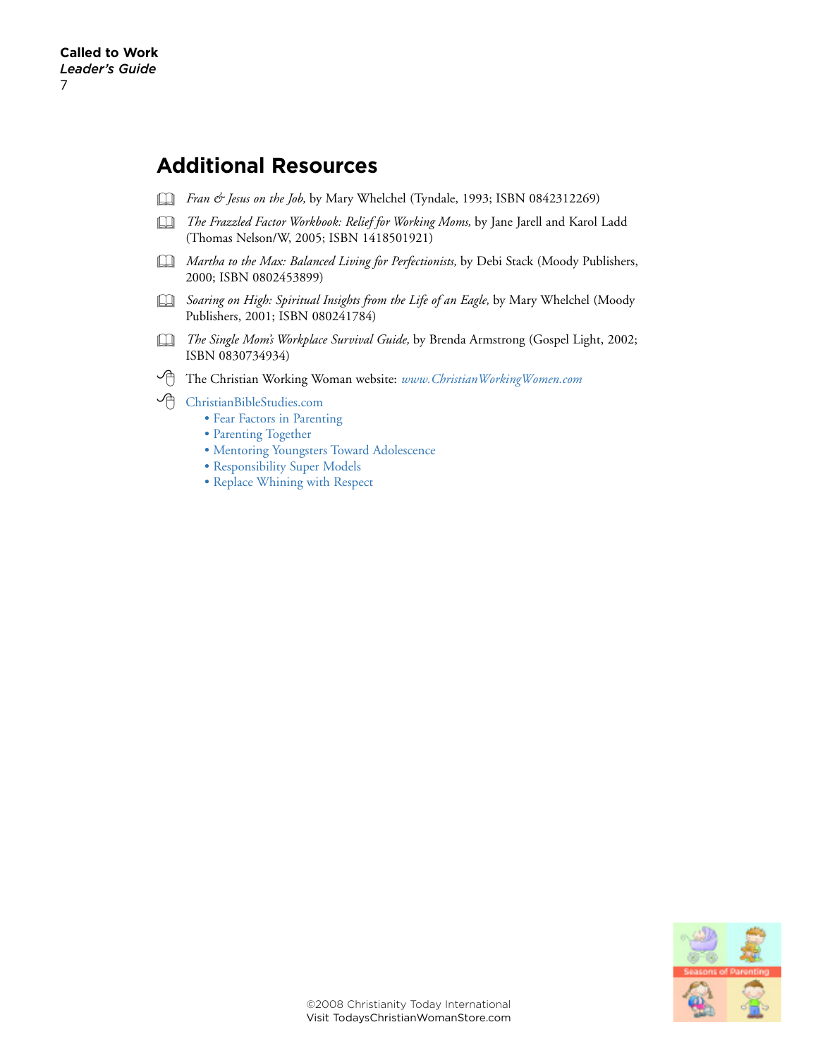## Additional Resources

- *Fran & Jesus on the Job,* by Mary Whelchel (Tyndale, 1993; ISBN 0842312269)
- *The Frazzled Factor Workbook: Relief for Working Moms,* by Jane Jarell and Karol Ladd (Thomas Nelson/W, 2005; ISBN 1418501921)
- *Martha to the Max: Balanced Living for Perfectionists,* by Debi Stack (Moody Publishers, 2000; ISBN 0802453899)
- *Soaring on High: Spiritual Insights from the Life of an Eagle,* by Mary Whelchel (Moody Publishers, 2001; ISBN 080241784)
- *The Single Mom's Workplace Survival Guide,* by Brenda Armstrong (Gospel Light, 2002; ISBN 0830734934)
- The Christian Working Woman website: *www.ChristianWorkingWomen.com*
- ChristianBibleStudies.com
    - Fear Factors in Parenting
    - Parenting Together
    - Mentoring Youngsters Toward Adolescence
    - Responsibility Super Models
    - Replace Whining with Respect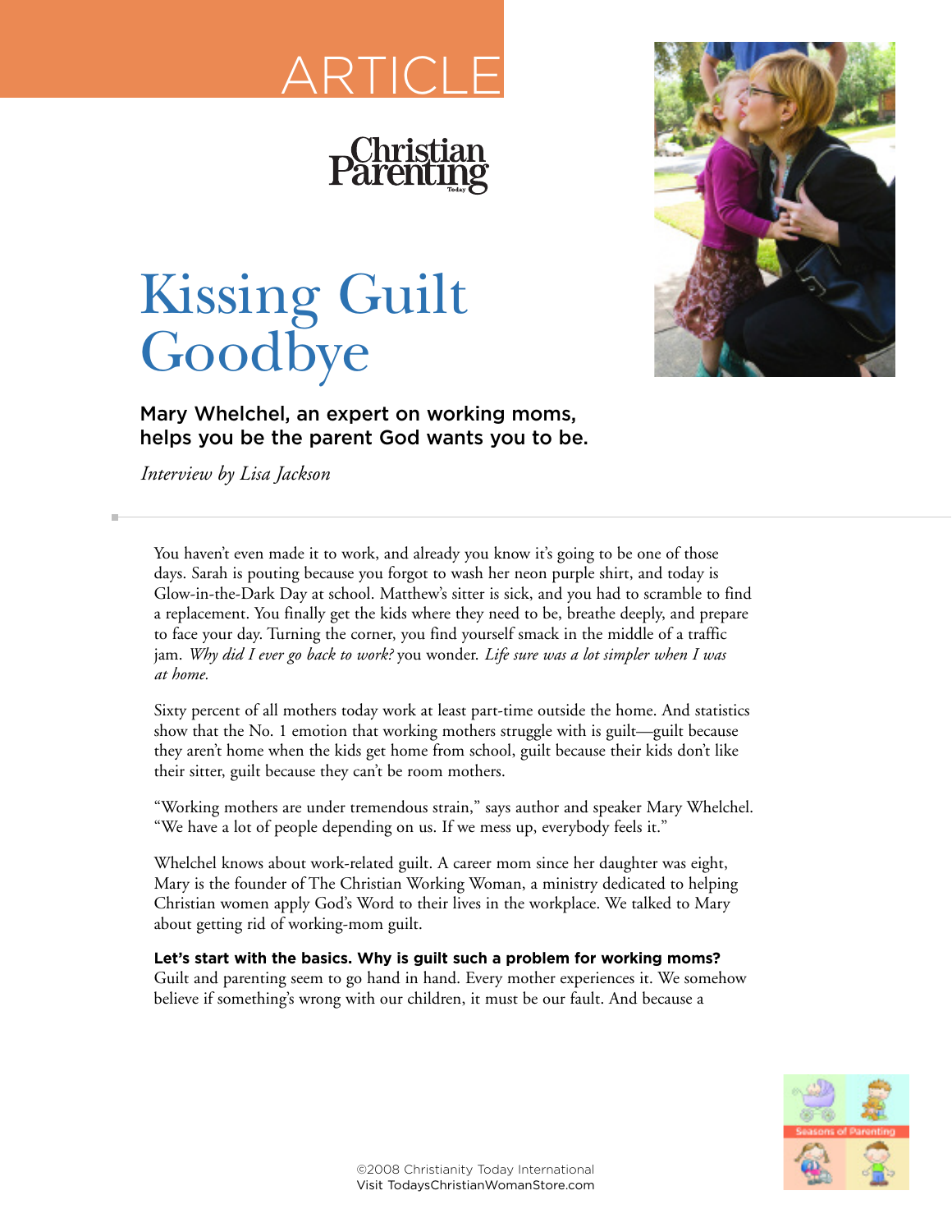ARTICLE

# Kissing Guilt Goodbye

**Mary Whelchel, an expert on working moms, helps you be the parent God wants you to be.**

*Interview by Lisa Jackson*

You haven't even made it to work, and already you know it's going to be one of those days. Sarah is pouting because you forgot to wash her neon purple shirt, and today is Glow-in-the-Dark Day at school. Matthew's sitter is sick, and you had to scramble to find a replacement. You finally get the kids where they need to be, breathe deeply, and prepare to face your day. Turning the corner, you find yourself smack in the middle of a traffic jam. *Why did I ever go back to work?* you wonder. *Life sure was a lot simpler when I was at home.*

Sixty percent of all mothers today work at least part-time outside the home. And statistics show that the No. 1 emotion that working mothers struggle with is guilt—guilt because they aren't home when the kids get home from school, guilt because their kids don't like their sitter, guilt because they can't be room mothers.

"Working mothers are under tremendous strain," says author and speaker Mary Whelchel. "We have a lot of people depending on us. If we mess up, everybody feels it."

Whelchel knows about work-related guilt. A career mom since her daughter was eight, Mary is the founder of The Christian Working Woman, a ministry dedicated to helping Christian women apply God's Word to their lives in the workplace. We talked to Mary about getting rid of working-mom guilt.

**Let's start with the basics. Why is guilt such a problem for working moms?**
Guilt and parenting seem to go hand in hand. Every mother experiences it. We somehow believe if something's wrong with our children, it must be our fault. And because a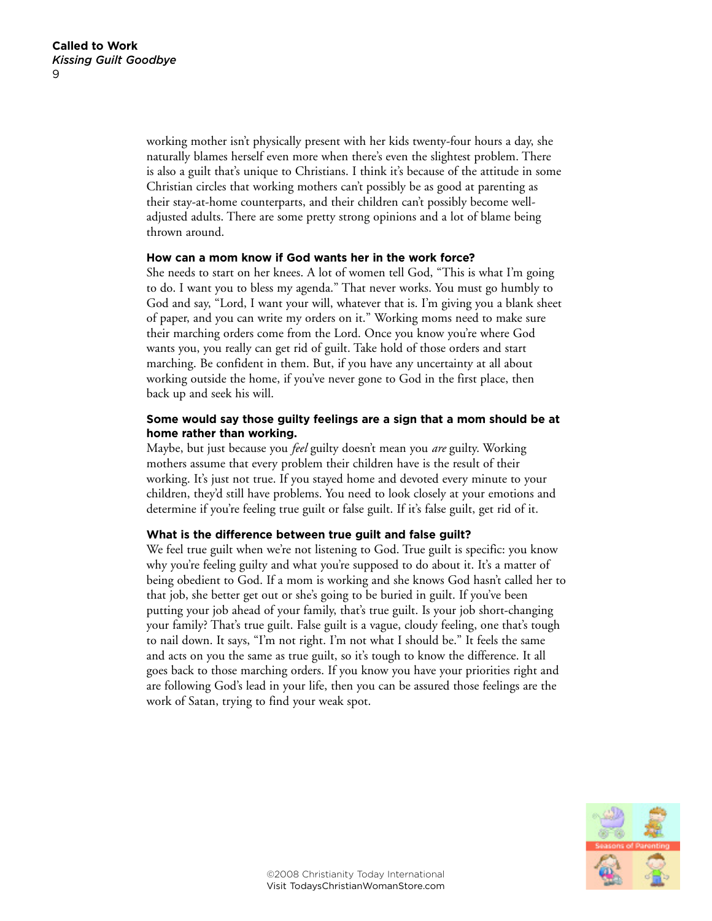working mother isn't physically present with her kids twenty-four hours a day, she naturally blames herself even more when there's even the slightest problem. There is also a guilt that's unique to Christians. I think it's because of the attitude in some Christian circles that working mothers can't possibly be as good at parenting as their stay-at-home counterparts, and their children can't possibly become well-adjusted adults. There are some pretty strong opinions and a lot of blame being thrown around.

**How can a mom know if God wants her in the work force?**

She needs to start on her knees. A lot of women tell God, "This is what I'm going to do. I want you to bless my agenda." That never works. You must go humbly to God and say, "Lord, I want your will, whatever that is. I'm giving you a blank sheet of paper, and you can write my orders on it." Working moms need to make sure their marching orders come from the Lord. Once you know you're where God wants you, you really can get rid of guilt. Take hold of those orders and start marching. Be confident in them. But, if you have any uncertainty at all about working outside the home, if you've never gone to God in the first place, then back up and seek his will.

**Some would say those guilty feelings are a sign that a mom should be at home rather than working.**

Maybe, but just because you *feel* guilty doesn't mean you *are* guilty. Working mothers assume that every problem their children have is the result of their working. It's just not true. If you stayed home and devoted every minute to your children, they'd still have problems. You need to look closely at your emotions and determine if you're feeling true guilt or false guilt. If it's false guilt, get rid of it.

**What is the difference between true guilt and false guilt?**

We feel true guilt when we're not listening to God. True guilt is specific: you know why you're feeling guilty and what you're supposed to do about it. It's a matter of being obedient to God. If a mom is working and she knows God hasn't called her to that job, she better get out or she's going to be buried in guilt. If you've been putting your job ahead of your family, that's true guilt. Is your job short-changing your family? That's true guilt. False guilt is a vague, cloudy feeling, one that's tough to nail down. It says, "I'm not right. I'm not what I should be." It feels the same and acts on you the same as true guilt, so it's tough to know the difference. It all goes back to those marching orders. If you know you have your priorities right and are following God's lead in your life, then you can be assured those feelings are the work of Satan, trying to find your weak spot.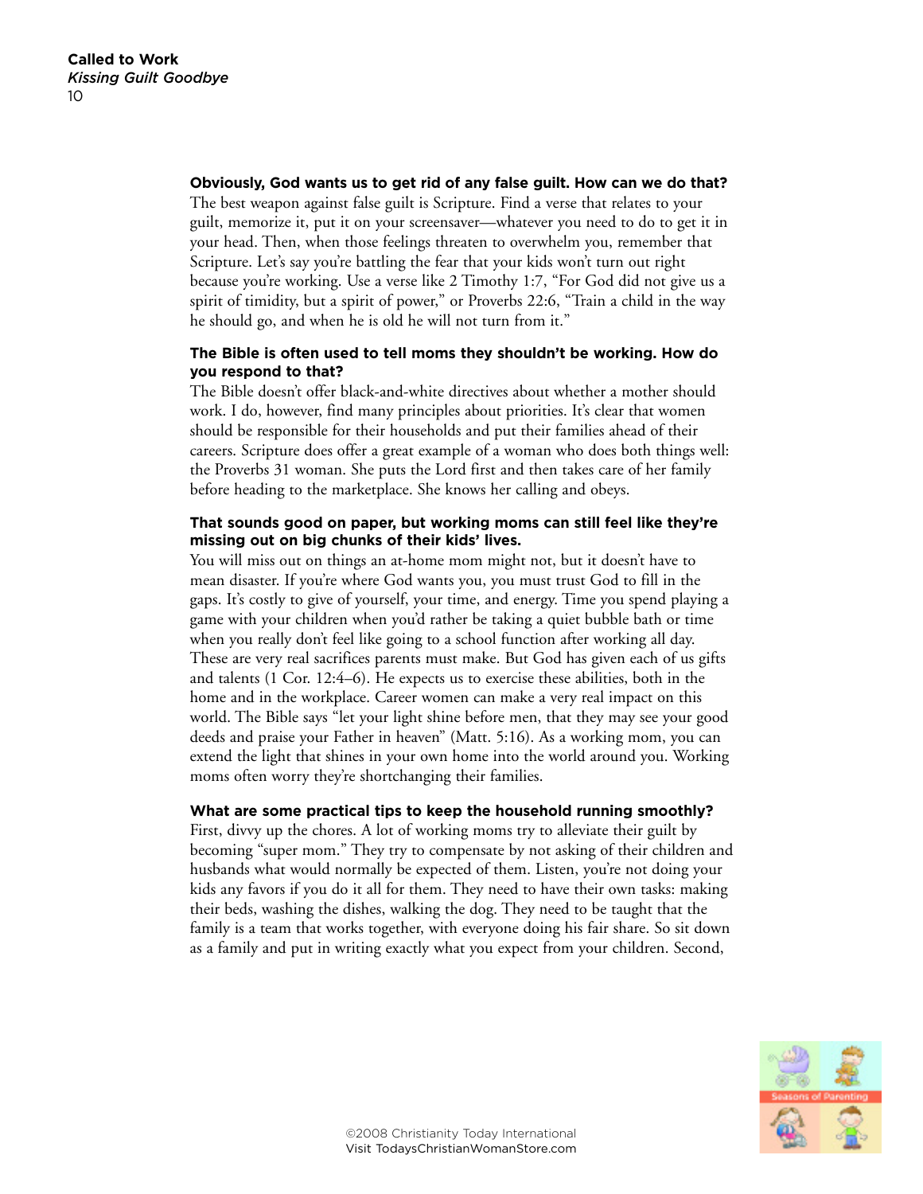**Obviously, God wants us to get rid of any false guilt. How can we do that?**

The best weapon against false guilt is Scripture. Find a verse that relates to your guilt, memorize it, put it on your screensaver—whatever you need to do to get it in your head. Then, when those feelings threaten to overwhelm you, remember that Scripture. Let's say you're battling the fear that your kids won't turn out right because you're working. Use a verse like 2 Timothy 1:7, "For God did not give us a spirit of timidity, but a spirit of power," or Proverbs 22:6, "Train a child in the way he should go, and when he is old he will not turn from it."

**The Bible is often used to tell moms they shouldn't be working. How do you respond to that?**

The Bible doesn't offer black-and-white directives about whether a mother should work. I do, however, find many principles about priorities. It's clear that women should be responsible for their households and put their families ahead of their careers. Scripture does offer a great example of a woman who does both things well: the Proverbs 31 woman. She puts the Lord first and then takes care of her family before heading to the marketplace. She knows her calling and obeys.

**That sounds good on paper, but working moms can still feel like they're missing out on big chunks of their kids' lives.**

You will miss out on things an at-home mom might not, but it doesn't have to mean disaster. If you're where God wants you, you must trust God to fill in the gaps. It's costly to give of yourself, your time, and energy. Time you spend playing a game with your children when you'd rather be taking a quiet bubble bath or time when you really don't feel like going to a school function after working all day. These are very real sacrifices parents must make. But God has given each of us gifts and talents (1 Cor. 12:4–6). He expects us to exercise these abilities, both in the home and in the workplace. Career women can make a very real impact on this world. The Bible says "let your light shine before men, that they may see your good deeds and praise your Father in heaven" (Matt. 5:16). As a working mom, you can extend the light that shines in your own home into the world around you. Working moms often worry they're shortchanging their families.

**What are some practical tips to keep the household running smoothly?**

First, divvy up the chores. A lot of working moms try to alleviate their guilt by becoming "super mom." They try to compensate by not asking of their children and husbands what would normally be expected of them. Listen, you're not doing your kids any favors if you do it all for them. They need to have their own tasks: making their beds, washing the dishes, walking the dog. They need to be taught that the family is a team that works together, with everyone doing his fair share. So sit down as a family and put in writing exactly what you expect from your children. Second,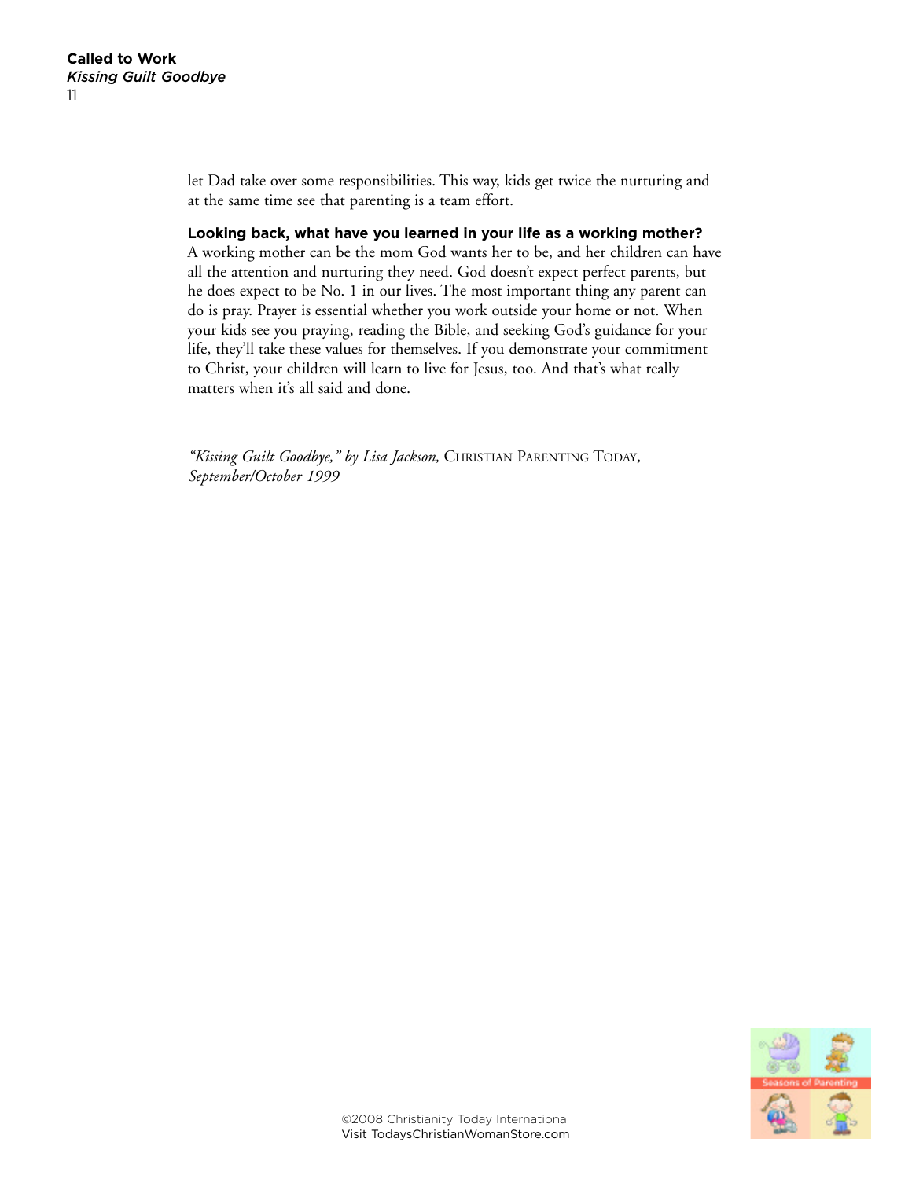let Dad take over some responsibilities. This way, kids get twice the nurturing and at the same time see that parenting is a team effort.

**Looking back, what have you learned in your life as a working mother?**

A working mother can be the mom God wants her to be, and her children can have all the attention and nurturing they need. God doesn't expect perfect parents, but he does expect to be No. 1 in our lives. The most important thing any parent can do is pray. Prayer is essential whether you work outside your home or not. When your kids see you praying, reading the Bible, and seeking God's guidance for your life, they'll take these values for themselves. If you demonstrate your commitment to Christ, your children will learn to live for Jesus, too. And that's what really matters when it's all said and done.

*"Kissing Guilt Goodbye," by Lisa Jackson,* CHRISTIAN PARENTING TODAY, *September/October 1999*

©2008 Christianity Today International
Visit TodaysChristianWomanStore.com